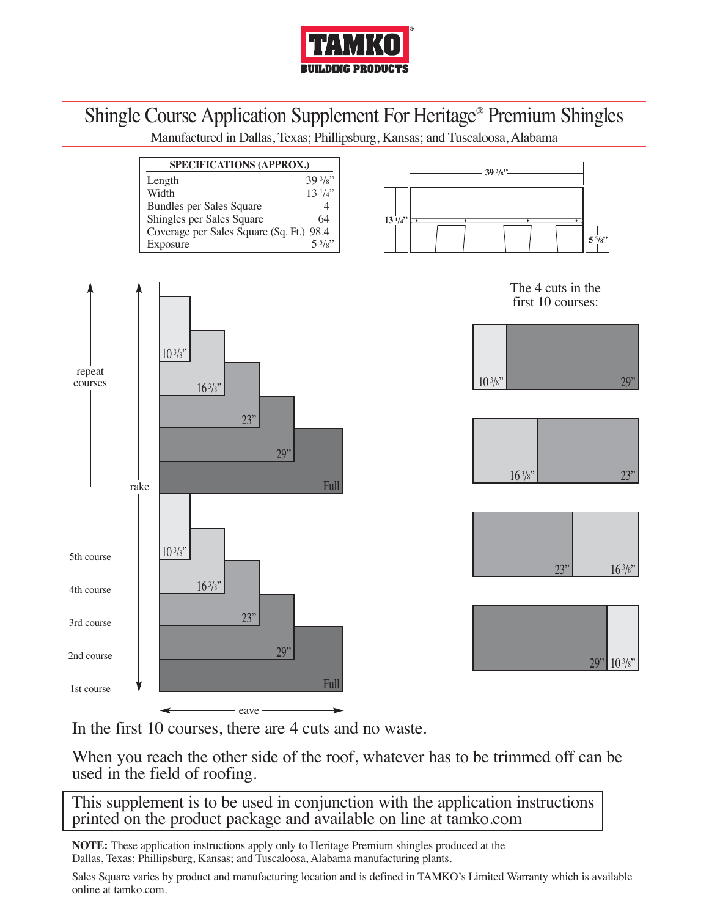TAMKO®
BUILDING PRODUCTS

# Shingle Course Application Supplement For Heritage® Premium Shingles

Manufactured in Dallas, Texas; Phillipsburg, Kansas; and Tuscaloosa, Alabama

| SPECIFICATIONS (APPROX.) | |
|---|---|
| Length | 39 3/8" |
| Width | 13 1/4" |
| Bundles per Sales Square | 4 |
| Shingles per Sales Square | 64 |
| Coverage per Sales Square (Sq. Ft.) | 98.4 |
| Exposure | 5 5/8" |

39 3/8"

13 1/4"

5 5/8"

repeat courses

rake

5th course

4th course

3rd course

2nd course

1st course

10 3/8"

16 3/8"

23"

29"

Full

eave

The 4 cuts in the first 10 courses:

10 3/8" | 29"

16 3/8" | 23"

23" | 16 3/8"

29" | 10 3/8"

In the first 10 courses, there are 4 cuts and no waste.

When you reach the other side of the roof, whatever has to be trimmed off can be used in the field of roofing.

This supplement is to be used in conjunction with the application instructions printed on the product package and available on line at tamko.com

**NOTE:** These application instructions apply only to Heritage Premium shingles produced at the Dallas, Texas; Phillipsburg, Kansas; and Tuscaloosa, Alabama manufacturing plants.

Sales Square varies by product and manufacturing location and is defined in TAMKO's Limited Warranty which is available online at tamko.com.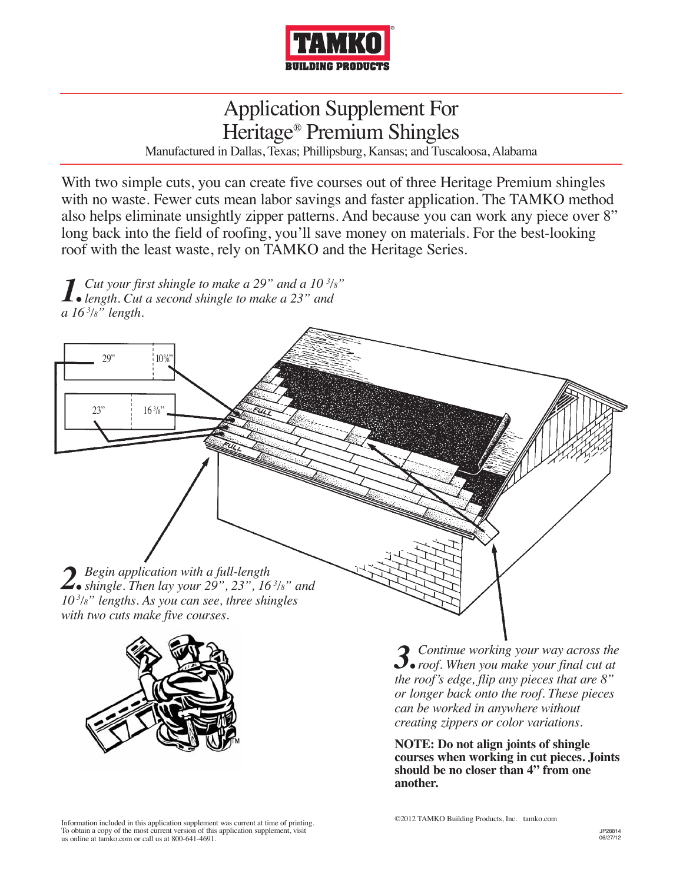TAMKO

BUILDING PRODUCTS

# Application Supplement For Heritage® Premium Shingles

Manufactured in Dallas, Texas; Phillipsburg, Kansas; and Tuscaloosa, Alabama

With two simple cuts, you can create five courses out of three Heritage Premium shingles with no waste. Fewer cuts mean labor savings and faster application. The TAMKO method also helps eliminate unsightly zipper patterns. And because you can work any piece over 8" long back into the field of roofing, you'll save money on materials. For the best-looking roof with the least waste, rely on TAMKO and the Heritage Series.

**1.** *Cut your first shingle to make a 29" and a 10 3/8" length. Cut a second shingle to make a 23" and a 16 3/8" length.*

29"

10 3/8"

23"

16 3/8"

FULL

FULL

**2.** *Begin application with a full-length shingle. Then lay your 29", 23", 16 3/8" and 10 3/8" lengths. As you can see, three shingles with two cuts make five courses.*

**3.** *Continue working your way across the roof. When you make your final cut at the roof's edge, flip any pieces that are 8" or longer back onto the roof. These pieces can be worked in anywhere without creating zippers or color variations.*

**NOTE: Do not align joints of shingle courses when working in cut pieces. Joints should be no closer than 4" from one another.**

Information included in this application supplement was current at time of printing. To obtain a copy of the most current version of this application supplement, visit us online at tamko.com or call us at 800-641-4691.

©2012 TAMKO Building Products, Inc. tamko.com

JP28814
06/27/12